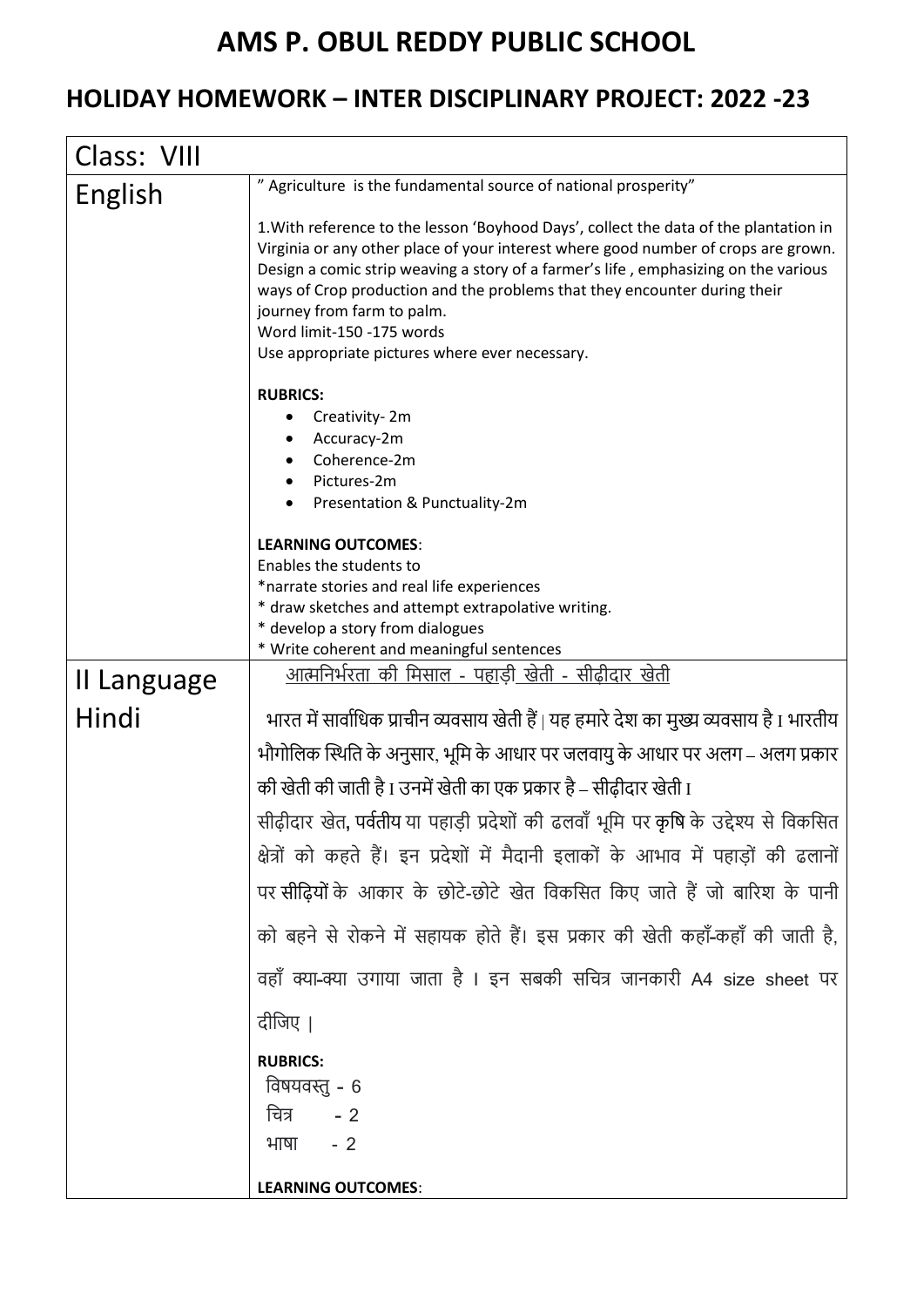# AMS P. OBUL REDDY PUBLIC SCHOOL

## HOLIDAY HOMEWORK – INTER DISCIPLINARY PROJECT: 2022 -23

| Class: VIII | |
|---|---|
| English | " Agriculture is the fundamental source of national prosperity"<br><br>1.With reference to the lesson 'Boyhood Days', collect the data of the plantation in Virginia or any other place of your interest where good number of crops are grown. Design a comic strip weaving a story of a farmer's life , emphasizing on the various ways of Crop production and the problems that they encounter during their journey from farm to palm.<br>Word limit-150 -175 words<br>Use appropriate pictures where ever necessary.<br><br>**RUBRICS:**<br>• Creativity- 2m<br>• Accuracy-2m<br>• Coherence-2m<br>• Pictures-2m<br>• Presentation & Punctuality-2m<br><br>**LEARNING OUTCOMES**:<br>Enables the students to<br>*narrate stories and real life experiences<br>* draw sketches and attempt extrapolative writing.<br>* develop a story from dialogues<br>* Write coherent and meaningful sentences |
| II Language Hindi | <u>आत्मनिर्भरता की मिसाल - पहाड़ी खेती - सीढ़ीदार खेती</u><br><br>भारत में सार्वाधिक प्राचीन व्यवसाय खेती हैं। यह हमारे देश का मुख्य व्यवसाय है। भारतीय भौगोलिक स्थिति के अनुसार, भूमि के आधार पर जलवायु के आधार पर अलग – अलग प्रकार की खेती की जाती है। उनमें खेती का एक प्रकार है – सीढ़ीदार खेती।<br>सीढ़ीदार खेत, पर्वतीय या पहाड़ी प्रदेशों की ढलवाँ भूमि पर कृषि के उद्देश्य से विकसित क्षेत्रों को कहते हैं। इन प्रदेशों में मैदानी इलाकों के आभाव में पहाड़ों की ढलानों पर सीढ़ियों के आकार के छोटे-छोटे खेत विकसित किए जाते हैं जो बारिश के पानी को बहने से रोकने में सहायक होते हैं। इस प्रकार की खेती कहाँ-कहाँ की जाती है, वहाँ क्या-क्या उगाया जाता है। इन सबकी सचित्र जानकारी A4 size sheet पर दीजिए।<br><br>**RUBRICS:**<br>विषयवस्तु - 6<br>चित्र - 2<br>भाषा - 2<br><br>**LEARNING OUTCOMES**: |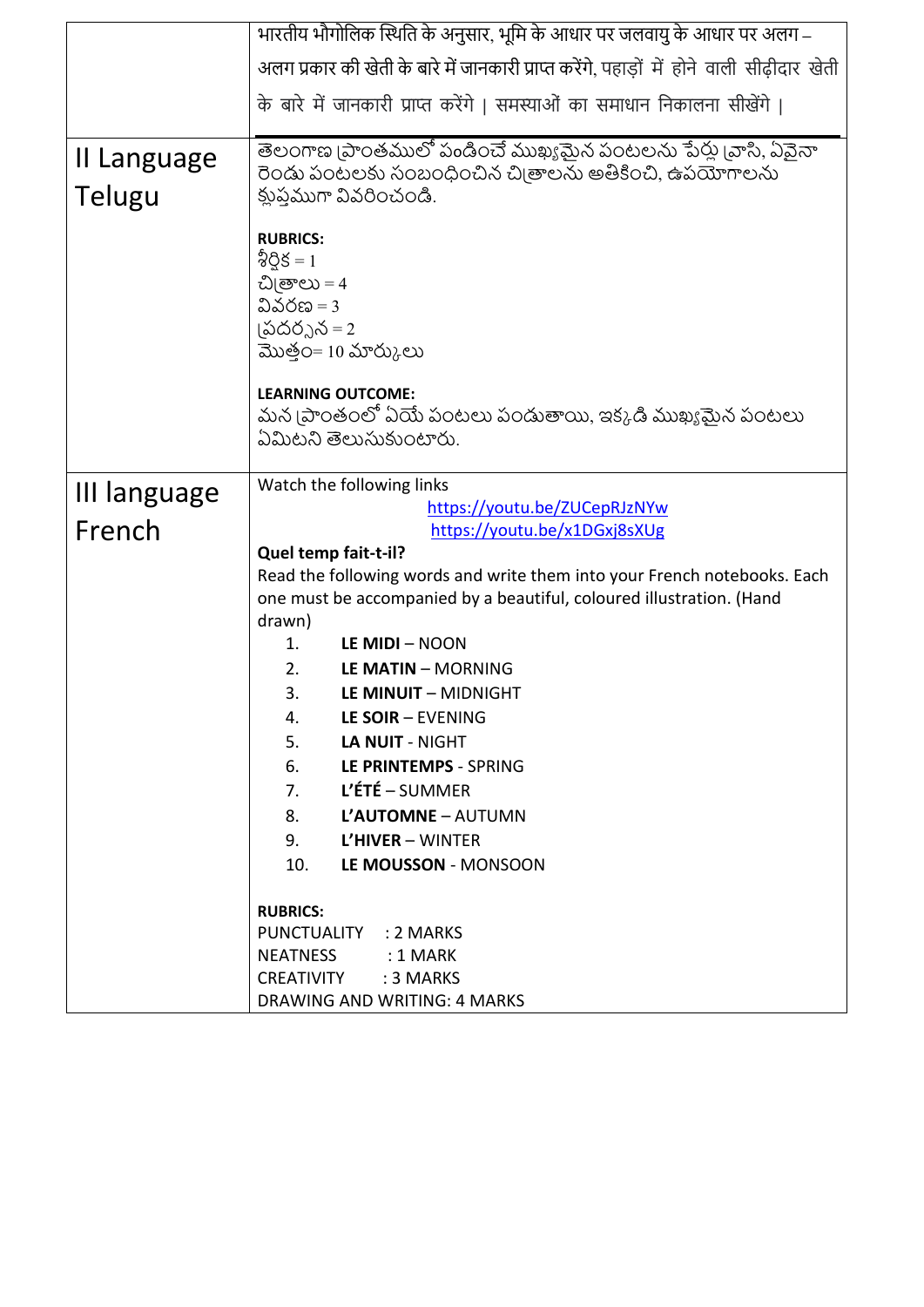| | |
|---|---|
| | भारतीय भौगोलिक स्थिति के अनुसार, भूमि के आधार पर जलवायु के आधार पर अलग – अलग प्रकार की खेती के बारे में जानकारी प्राप्त करेंगे, पहाड़ों में होने वाली सीढ़ीदार खेती के बारे में जानकारी प्राप्त करेंगे । समस्याओं का समाधान निकालना सीखेंगे । |
| II Language Telugu | తెలంగాణ ప్రాంతములో పండించే ముఖ్యమైన పంటలను పేర్లు వ్రాసి, ఏవైనా రెండు పంటలకు సంబంధించిన చిత్రాలను అతికించి, ఉపయోగాలను క్లుప్తముగా వివరించండి.<br><br>**RUBRICS:**<br>శీర్షిక = 1<br>చిత్రాలు = 4<br>వివరణ = 3<br>ప్రదర్శన = 2<br>మొత్తం= 10 మార్కులు<br><br>**LEARNING OUTCOME:**<br>మన ప్రాంతంలో ఏయే పంటలు పండుతాయి, ఇక్కడి ముఖ్యమైన పంటలు ఏమిటని తెలుసుకుంటారు. |
| III language French | Watch the following links<br>https://youtu.be/ZUCepRJzNYw<br>https://youtu.be/x1DGxj8sXUg<br>**Quel temp fait-t-il?**<br>Read the following words and write them into your French notebooks. Each one must be accompanied by a beautiful, coloured illustration. (Hand drawn)<br>1. **LE MIDI** – NOON<br>2. **LE MATIN** – MORNING<br>3. **LE MINUIT** – MIDNIGHT<br>4. **LE SOIR** – EVENING<br>5. **LA NUIT** - NIGHT<br>6. **LE PRINTEMPS** - SPRING<br>7. **L'ÉTÉ** – SUMMER<br>8. **L'AUTOMNE** – AUTUMN<br>9. **L'HIVER** – WINTER<br>10. **LE MOUSSON** - MONSOON<br><br>**RUBRICS:**<br>PUNCTUALITY : 2 MARKS<br>NEATNESS : 1 MARK<br>CREATIVITY : 3 MARKS<br>DRAWING AND WRITING: 4 MARKS |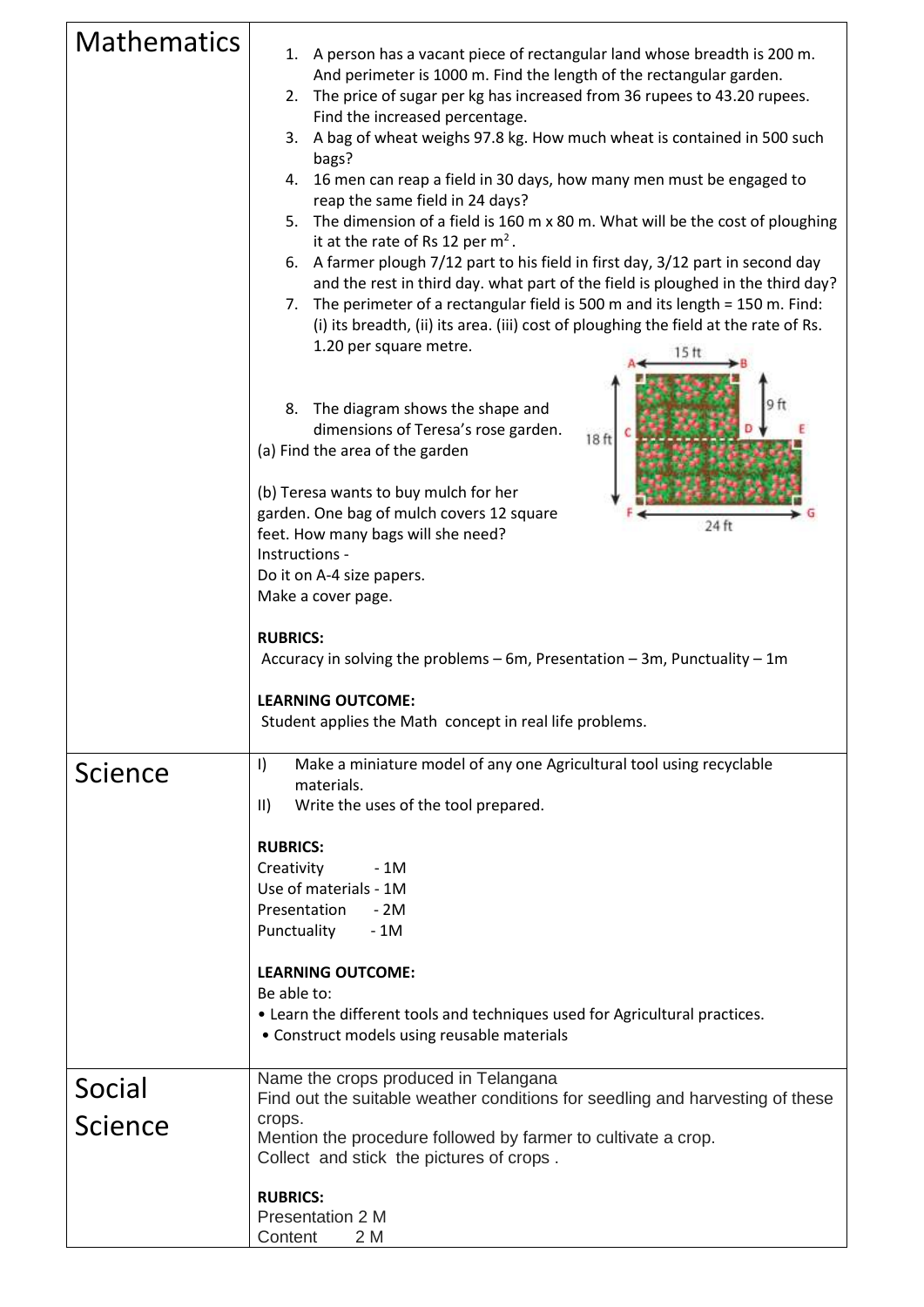| | |
|---|---|
| Mathematics | 1. A person has a vacant piece of rectangular land whose breadth is 200 m. And perimeter is 1000 m. Find the length of the rectangular garden.<br>2. The price of sugar per kg has increased from 36 rupees to 43.20 rupees. Find the increased percentage.<br>3. A bag of wheat weighs 97.8 kg. How much wheat is contained in 500 such bags?<br>4. 16 men can reap a field in 30 days, how many men must be engaged to reap the same field in 24 days?<br>5. The dimension of a field is 160 m x 80 m. What will be the cost of ploughing it at the rate of Rs 12 per $m^2$.<br>6. A farmer plough 7/12 part to his field in first day, 3/12 part in second day and the rest in third day. what part of the field is ploughed in the third day?<br>7. The perimeter of a rectangular field is 500 m and its length = 150 m. Find: (i) its breadth, (ii) its area. (iii) cost of ploughing the field at the rate of Rs. 1.20 per square metre.<br>8. The diagram shows the shape and dimensions of Teresa's rose garden.<br>(a) Find the area of the garden<br><br>(b) Teresa wants to buy mulch for her garden. One bag of mulch covers 12 square feet. How many bags will she need?<br>15 ft, 9 ft, 18 ft, 24 ft (A, B, C, D, E, F, G)<br>Instructions -<br>Do it on A-4 size papers.<br>Make a cover page.<br><br>**RUBRICS:**<br>Accuracy in solving the problems – 6m, Presentation – 3m, Punctuality – 1m<br><br>**LEARNING OUTCOME:**<br>Student applies the Math concept in real life problems. |
| Science | I) Make a miniature model of any one Agricultural tool using recyclable materials.<br>II) Write the uses of the tool prepared.<br><br>**RUBRICS:**<br>Creativity - 1M<br>Use of materials - 1M<br>Presentation - 2M<br>Punctuality - 1M<br><br>**LEARNING OUTCOME:**<br>Be able to:<br>• Learn the different tools and techniques used for Agricultural practices.<br>• Construct models using reusable materials |
| Social Science | Name the crops produced in Telangana<br>Find out the suitable weather conditions for seedling and harvesting of these crops.<br>Mention the procedure followed by farmer to cultivate a crop.<br>Collect and stick the pictures of crops .<br><br>**RUBRICS:**<br>Presentation 2 M<br>Content 2 M |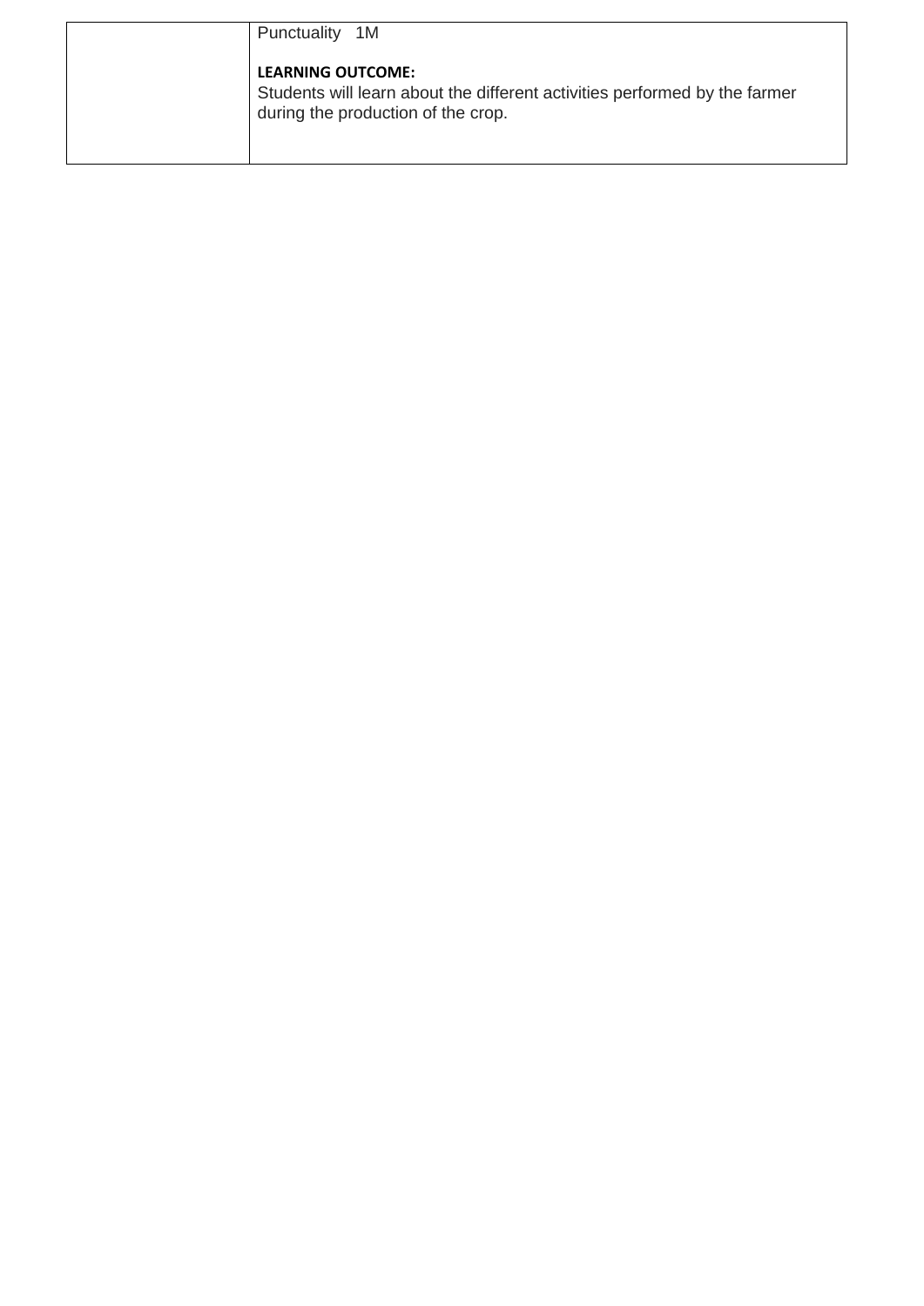| | |
|---|---|
| | Punctuality 1M<br><br>**LEARNING OUTCOME:**<br>Students will learn about the different activities performed by the farmer during the production of the crop. |